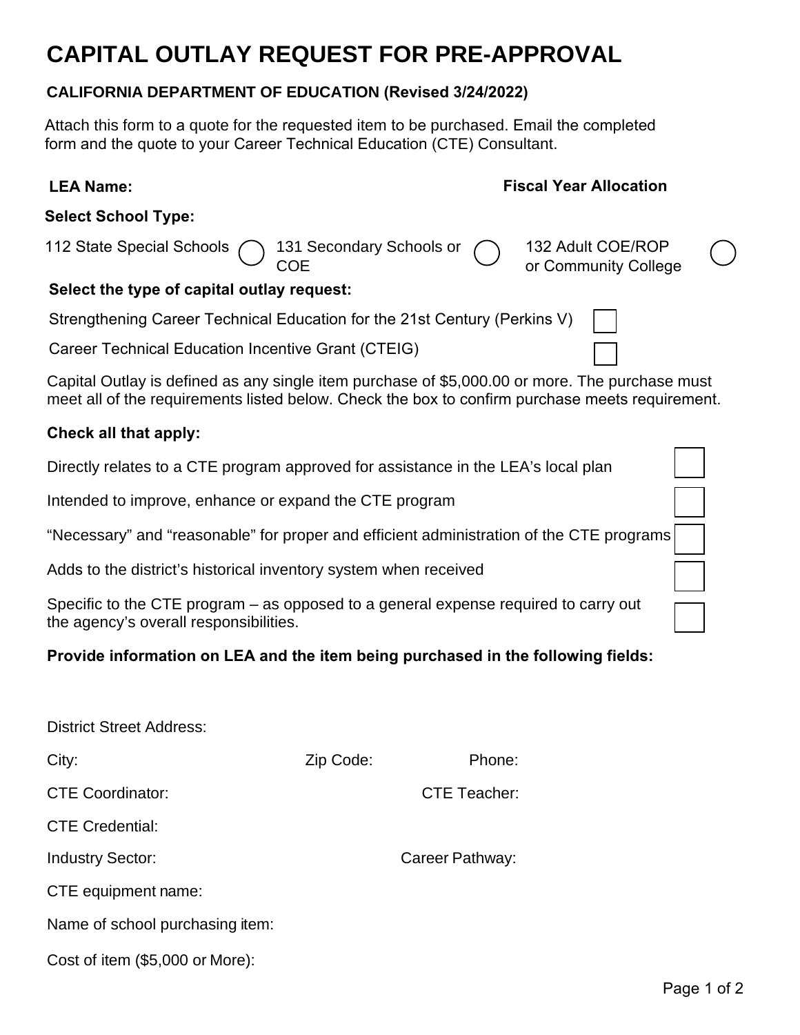# CAPITAL OUTLAY REQUEST FOR PRE-APPROVAL

**CALIFORNIA DEPARTMENT OF EDUCATION (Revised 3/24/2022)**

Attach this form to a quote for the requested item to be purchased. Email the completed form and the quote to your Career Technical Education (CTE) Consultant.

**LEA Name:**

**Fiscal Year Allocation**

**Select School Type:**

- 112 State Special Schools ◯
- 131 Secondary Schools or COE ◯
- 132 Adult COE/ROP or Community College ◯

**Select the type of capital outlay request:**

- Strengthening Career Technical Education for the 21st Century (Perkins V) ☐
- Career Technical Education Incentive Grant (CTEIG) ☐

Capital Outlay is defined as any single item purchase of $5,000.00 or more. The purchase must meet all of the requirements listed below. Check the box to confirm purchase meets requirement.

**Check all that apply:**

- Directly relates to a CTE program approved for assistance in the LEA's local plan ☐
- Intended to improve, enhance or expand the CTE program ☐
- "Necessary" and "reasonable" for proper and efficient administration of the CTE programs ☐
- Adds to the district's historical inventory system when received ☐
- Specific to the CTE program – as opposed to a general expense required to carry out the agency's overall responsibilities. ☐

**Provide information on LEA and the item being purchased in the following fields:**

District Street Address:

City: Zip Code: Phone:

CTE Coordinator: CTE Teacher:

CTE Credential:

Industry Sector: Career Pathway:

CTE equipment name:

Name of school purchasing item:

Cost of item ($5,000 or More):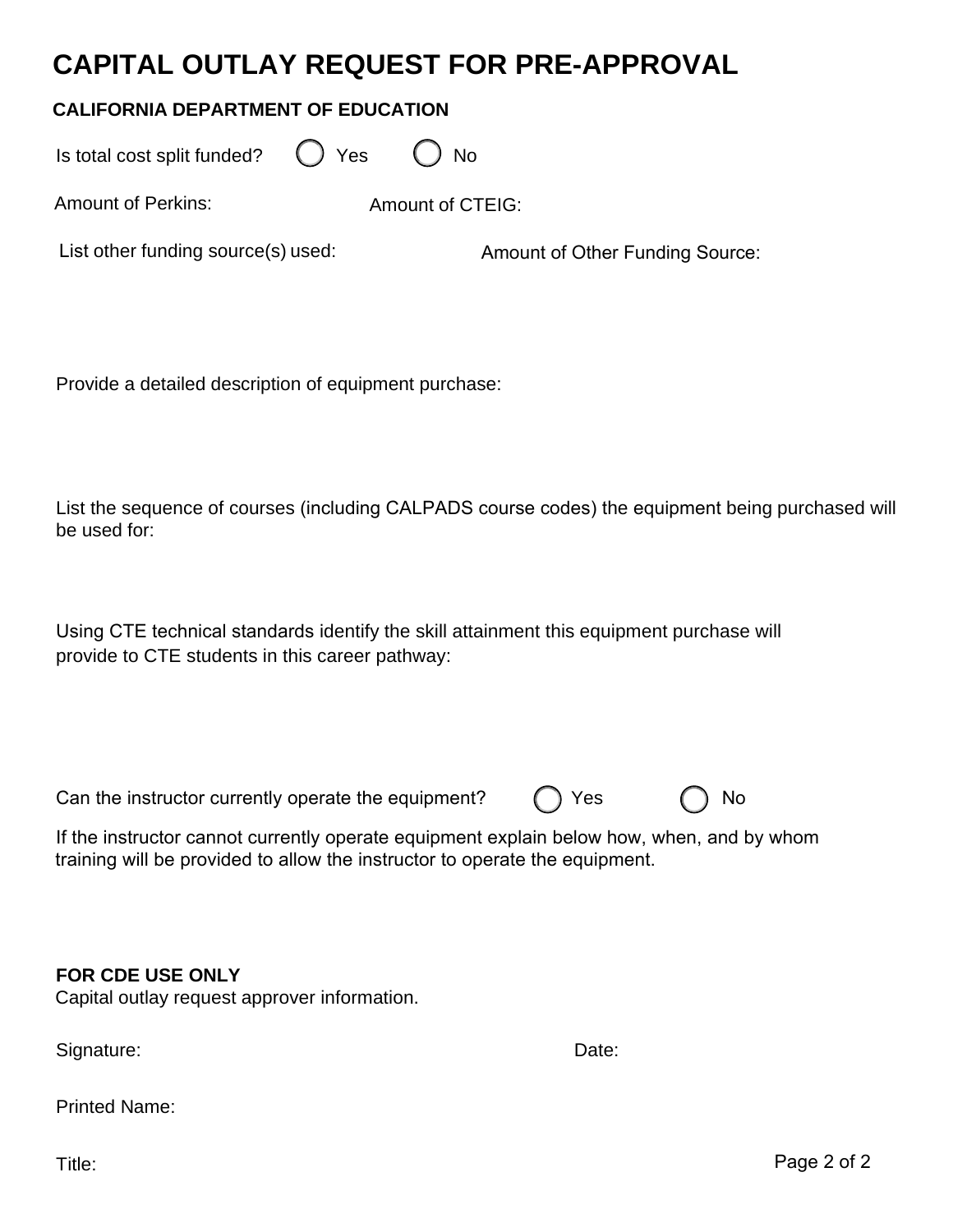# CAPITAL OUTLAY REQUEST FOR PRE-APPROVAL

**CALIFORNIA DEPARTMENT OF EDUCATION**

Is total cost split funded? ◯ Yes ◯ No

Amount of Perkins:

Amount of CTEIG:

List other funding source(s) used:

Amount of Other Funding Source:

Provide a detailed description of equipment purchase:

List the sequence of courses (including CALPADS course codes) the equipment being purchased will be used for:

Using CTE technical standards identify the skill attainment this equipment purchase will provide to CTE students in this career pathway:

Can the instructor currently operate the equipment? ◯ Yes ◯ No

If the instructor cannot currently operate equipment explain below how, when, and by whom training will be provided to allow the instructor to operate the equipment.

**FOR CDE USE ONLY**

Capital outlay request approver information.

Signature:

Date:

Printed Name:

Title: